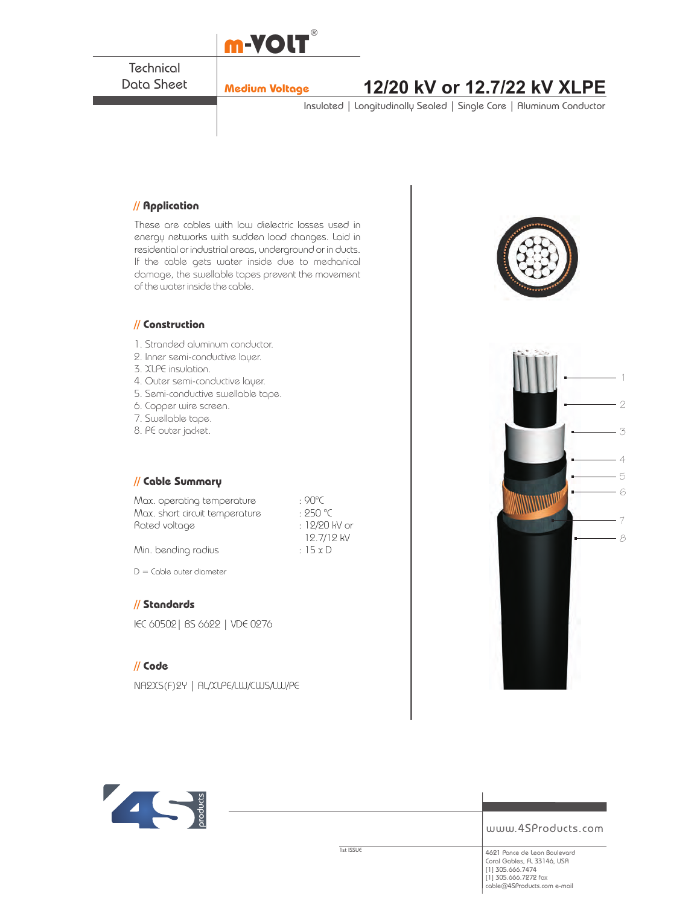m-VOLT®

Technical Data Sheet

**Medium Voltage**

# 12/20 kV or 12.7/22 kV XLPE

Insulated | Longitudinally Sealed | Single Core | Aluminum Conductor

## // Application

These are cables with low dielectric losses used in energy networks with sudden load changes. Laid in residential or industrial areas, underground or in ducts. If the cable gets water inside due to mechanical damage, the swellable tapes prevent the movement of the water inside the cable.

## // Construction

1. Stranded aluminum conductor.
2. Inner semi-conductive layer.
3. XLPE insulation.
4. Outer semi-conductive layer.
5. Semi-conductive swellable tape.
6. Copper wire screen.
7. Swellable tape.
8. PE outer jacket.

## // Cable Summary

| | |
|---|---|
| Max. operating temperature | : 90°C |
| Max. short circuit temperature | : 250 °C |
| Rated voltage | : 12/20 kV or 12.7/12 kV |
| Min. bending radius | : 15 x D |

D = Cable outer diameter

## // Standards

IEC 60502| BS 6622 | VDE 0276

## // Code

NA2XS(F)2Y | AL/XLPE/LW/CWS/LW/PE

1 2 3 4 5 6 7 8

www.4SProducts.com

1st ISSUE

4621 Ponce de Leon Boulevard
Coral Gables, FL 33146, USA
[1] 305.666.7474
[1] 305.666.7272 fax
cable@4SProducts.com e-mail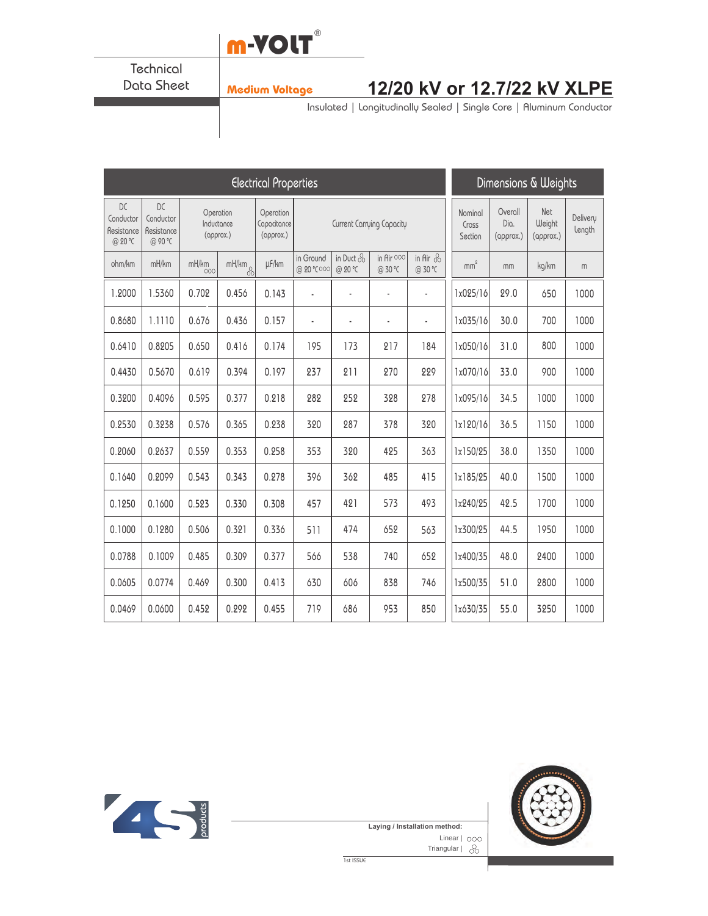m-VOLT®

Technical Data Sheet

**Medium Voltage**

# 12/20 kV or 12.7/22 kV XLPE

Insulated | Longitudinally Sealed | Single Core | Aluminum Conductor

| Electrical Properties | | | | | | | | | Dimensions & Weights | | | |
|---|---|---|---|---|---|---|---|---|---|---|---|---|
| DC Conductor Resistance @ 20 °C | DC Conductor Resistance @ 90 °C | Operation Inductance (approx.) | | Operation Capacitance (approx.) | Current Carrying Capacity | | | | Nominal Cross Section | Overall Dia. (approx.) | Net Weight (approx.) | Delivery Length |
| ohm/km | mH/km | mH/km ooo | mH/km ∴ | µF/km | in Ground @ 20 °C ooo | in Duct ∴ @ 20 °C | in Air ooo @ 30 °C | in Air ∴ @ 30 °C | mm² | mm | kg/km | m |
| 1.2000 | 1.5360 | 0.702 | 0.456 | 0.143 | - | - | - | - | 1x025/16 | 29.0 | 650 | 1000 |
| 0.8680 | 1.1110 | 0.676 | 0.436 | 0.157 | - | - | - | - | 1x035/16 | 30.0 | 700 | 1000 |
| 0.6410 | 0.8205 | 0.650 | 0.416 | 0.174 | 195 | 173 | 217 | 184 | 1x050/16 | 31.0 | 800 | 1000 |
| 0.4430 | 0.5670 | 0.619 | 0.394 | 0.197 | 237 | 211 | 270 | 229 | 1x070/16 | 33.0 | 900 | 1000 |
| 0.3200 | 0.4096 | 0.595 | 0.377 | 0.218 | 282 | 252 | 328 | 278 | 1x095/16 | 34.5 | 1000 | 1000 |
| 0.2530 | 0.3238 | 0.576 | 0.365 | 0.238 | 320 | 287 | 378 | 320 | 1x120/16 | 36.5 | 1150 | 1000 |
| 0.2060 | 0.2637 | 0.559 | 0.353 | 0.258 | 353 | 320 | 425 | 363 | 1x150/25 | 38.0 | 1350 | 1000 |
| 0.1640 | 0.2099 | 0.543 | 0.343 | 0.278 | 396 | 362 | 485 | 415 | 1x185/25 | 40.0 | 1500 | 1000 |
| 0.1250 | 0.1600 | 0.523 | 0.330 | 0.308 | 457 | 421 | 573 | 493 | 1x240/25 | 42.5 | 1700 | 1000 |
| 0.1000 | 0.1280 | 0.506 | 0.321 | 0.336 | 511 | 474 | 652 | 563 | 1x300/25 | 44.5 | 1950 | 1000 |
| 0.0788 | 0.1009 | 0.485 | 0.309 | 0.377 | 566 | 538 | 740 | 652 | 1x400/35 | 48.0 | 2400 | 1000 |
| 0.0605 | 0.0774 | 0.469 | 0.300 | 0.413 | 630 | 606 | 838 | 746 | 1x500/35 | 51.0 | 2800 | 1000 |
| 0.0469 | 0.0600 | 0.452 | 0.292 | 0.455 | 719 | 686 | 953 | 850 | 1x630/35 | 55.0 | 3250 | 1000 |

4S products

**Laying / Installation method:**

Linear | ooo

Triangular | ∴

1st ISSUE